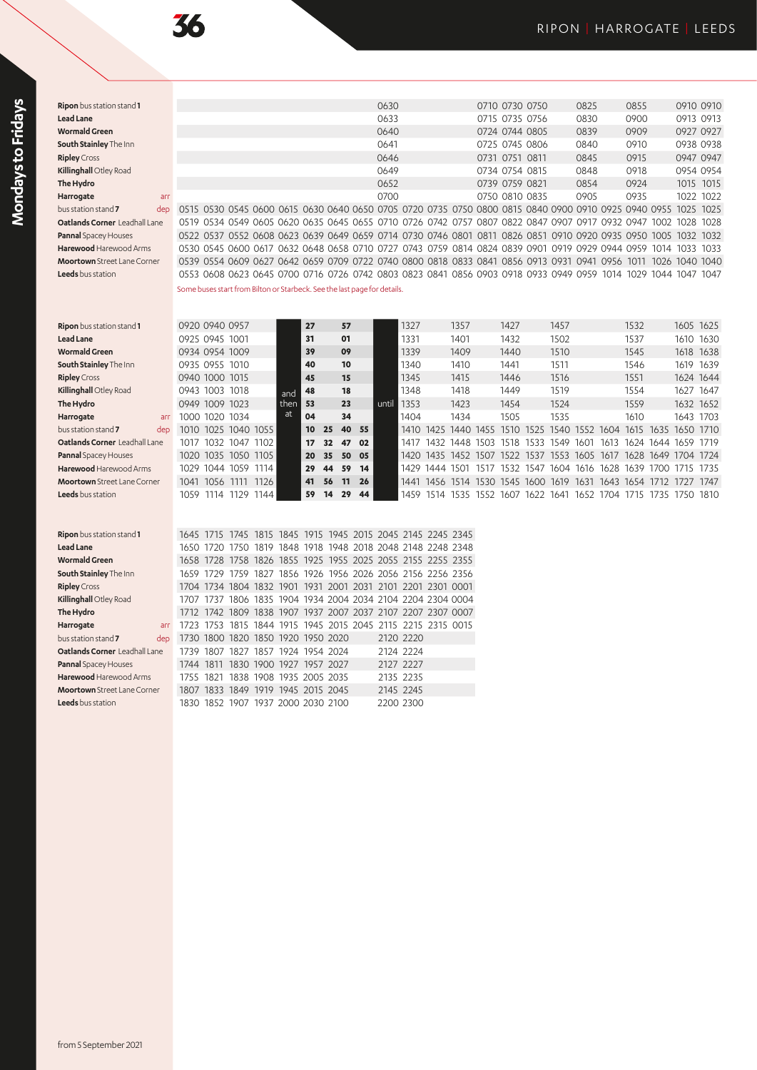# 36

RIPON | HARROGATE | LEEDS

## Mondays to Fridays

| Stop | | | | | | | | | | | | | | | | | | | | | | |
|---|---|---|---|---|---|---|---|---|---|---|---|---|---|---|---|---|---|---|---|---|---|---|
| **Ripon** bus station stand **1** | | | | | | | | | 0630 | | | | 0710 | 0730 | 0750 | | 0825 | | 0855 | | 0910 | 0910 |
| **Lead Lane** | | | | | | | | | 0633 | | | | 0715 | 0735 | 0756 | | 0830 | | 0900 | | 0913 | 0913 |
| **Wormald Green** | | | | | | | | | 0640 | | | | 0724 | 0744 | 0805 | | 0839 | | 0909 | | 0927 | 0927 |
| **South Stainley** The Inn | | | | | | | | | 0641 | | | | 0725 | 0745 | 0806 | | 0840 | | 0910 | | 0938 | 0938 |
| **Ripley** Cross | | | | | | | | | 0646 | | | | 0731 | 0751 | 0811 | | 0845 | | 0915 | | 0947 | 0947 |
| **Killinghall** Otley Road | | | | | | | | | 0649 | | | | 0734 | 0754 | 0815 | | 0848 | | 0918 | | 0954 | 0954 |
| **The Hydro** | | | | | | | | | 0652 | | | | 0739 | 0759 | 0821 | | 0854 | | 0924 | | 1015 | 1015 |
| **Harrogate** arr | | | | | | | | | 0700 | | | | 0750 | 0810 | 0835 | | 0905 | | 0935 | | 1022 | 1022 |
| bus station stand **7** dep | 0515 | 0530 | 0545 | 0600 | 0615 | 0630 | 0640 | 0650 | 0705 | 0720 | 0735 | 0750 | 0800 | 0815 | 0840 | 0900 | 0910 | 0925 | 0940 | 0955 | 1025 | 1025 |
| **Oatlands Corner** Leadhall Lane | 0519 | 0534 | 0549 | 0605 | 0620 | 0635 | 0645 | 0655 | 0710 | 0726 | 0742 | 0757 | 0807 | 0822 | 0847 | 0907 | 0917 | 0932 | 0947 | 1002 | 1028 | 1028 |
| **Pannal** Spacey Houses | 0522 | 0537 | 0552 | 0608 | 0623 | 0639 | 0649 | 0659 | 0714 | 0730 | 0746 | 0801 | 0811 | 0826 | 0851 | 0910 | 0920 | 0935 | 0950 | 1005 | 1032 | 1032 |
| **Harewood** Harewood Arms | 0530 | 0545 | 0600 | 0617 | 0632 | 0648 | 0658 | 0710 | 0727 | 0743 | 0759 | 0814 | 0824 | 0839 | 0901 | 0919 | 0929 | 0944 | 0959 | 1014 | 1033 | 1033 |
| **Moortown** Street Lane Corner | 0539 | 0554 | 0609 | 0627 | 0642 | 0659 | 0709 | 0722 | 0740 | 0800 | 0818 | 0833 | 0841 | 0856 | 0913 | 0931 | 0941 | 0956 | 1011 | 1026 | 1040 | 1040 |
| **Leeds** bus station | 0553 | 0608 | 0623 | 0645 | 0700 | 0716 | 0726 | 0742 | 0803 | 0823 | 0841 | 0856 | 0903 | 0918 | 0933 | 0949 | 0959 | 1014 | 1029 | 1044 | 1047 | 1047 |

Some buses start from Bilton or Starbeck. See the last page for details.

| Stop | | | | | | | | | | | | | | | | | | | | | | | |
|---|---|---|---|---|---|---|---|---|---|---|---|---|---|---|---|---|---|---|---|---|---|---|---|
| **Ripon** bus station stand **1** | 0920 | 0940 | 0957 | | and then at | 27 | | 57 | | until | 1327 | | 1357 | | 1427 | | 1457 | | | 1532 | | 1605 | 1625 |
| **Lead Lane** | 0925 | 0945 | 1001 | | | 31 | | 01 | | | 1331 | | 1401 | | 1432 | | 1502 | | | 1537 | | 1610 | 1630 |
| **Wormald Green** | 0934 | 0954 | 1009 | | | 39 | | 09 | | | 1339 | | 1409 | | 1440 | | 1510 | | | 1545 | | 1618 | 1638 |
| **South Stainley** The Inn | 0935 | 0955 | 1010 | | | 40 | | 10 | | | 1340 | | 1410 | | 1441 | | 1511 | | | 1546 | | 1619 | 1639 |
| **Ripley** Cross | 0940 | 1000 | 1015 | | | 45 | | 15 | | | 1345 | | 1415 | | 1446 | | 1516 | | | 1551 | | 1624 | 1644 |
| **Killinghall** Otley Road | 0943 | 1003 | 1018 | | | 48 | | 18 | | | 1348 | | 1418 | | 1449 | | 1519 | | | 1554 | | 1627 | 1647 |
| **The Hydro** | 0949 | 1009 | 1023 | | | 53 | | 23 | | | 1353 | | 1423 | | 1454 | | 1524 | | | 1559 | | 1632 | 1652 |
| **Harrogate** arr | 1000 | 1020 | 1034 | | | 04 | | 34 | | | 1404 | | 1434 | | 1505 | | 1535 | | | 1610 | | 1643 | 1703 |
| bus station stand **7** dep | 1010 | 1025 | 1040 | 1055 | | 10 | 25 | 40 | 55 | | 1410 | 1425 | 1440 | 1455 | 1510 | 1525 | 1540 | 1552 | 1604 | 1615 | 1635 | 1650 | 1710 |
| **Oatlands Corner** Leadhall Lane | 1017 | 1032 | 1047 | 1102 | | 17 | 32 | 47 | 02 | | 1417 | 1432 | 1448 | 1503 | 1518 | 1533 | 1549 | 1601 | 1613 | 1624 | 1644 | 1659 | 1719 |
| **Pannal** Spacey Houses | 1020 | 1035 | 1050 | 1105 | | 20 | 35 | 50 | 05 | | 1420 | 1435 | 1452 | 1507 | 1522 | 1537 | 1553 | 1605 | 1617 | 1628 | 1649 | 1704 | 1724 |
| **Harewood** Harewood Arms | 1029 | 1044 | 1059 | 1114 | | 29 | 44 | 59 | 14 | | 1429 | 1444 | 1501 | 1517 | 1532 | 1547 | 1604 | 1616 | 1628 | 1639 | 1700 | 1715 | 1735 |
| **Moortown** Street Lane Corner | 1041 | 1056 | 1111 | 1126 | | 41 | 56 | 11 | 26 | | 1441 | 1456 | 1514 | 1530 | 1545 | 1600 | 1619 | 1631 | 1643 | 1654 | 1712 | 1727 | 1747 |
| **Leeds** bus station | 1059 | 1114 | 1129 | 1144 | | 59 | 14 | 29 | 44 | | 1459 | 1514 | 1535 | 1552 | 1607 | 1622 | 1641 | 1652 | 1704 | 1715 | 1735 | 1750 | 1810 |

| Stop | | | | | | | | | | | | |
|---|---|---|---|---|---|---|---|---|---|---|---|---|
| **Ripon** bus station stand **1** | 1645 | 1715 | 1745 | 1815 | 1845 | 1915 | 1945 | 2015 | 2045 | 2145 | 2245 | 2345 |
| **Lead Lane** | 1650 | 1720 | 1750 | 1819 | 1848 | 1918 | 1948 | 2018 | 2048 | 2148 | 2248 | 2348 |
| **Wormald Green** | 1658 | 1728 | 1758 | 1826 | 1855 | 1925 | 1955 | 2025 | 2055 | 2155 | 2255 | 2355 |
| **South Stainley** The Inn | 1659 | 1729 | 1759 | 1827 | 1856 | 1926 | 1956 | 2026 | 2056 | 2156 | 2256 | 2356 |
| **Ripley** Cross | 1704 | 1734 | 1804 | 1832 | 1901 | 1931 | 2001 | 2031 | 2101 | 2201 | 2301 | 0001 |
| **Killinghall** Otley Road | 1707 | 1737 | 1806 | 1835 | 1904 | 1934 | 2004 | 2034 | 2104 | 2204 | 2304 | 0004 |
| **The Hydro** | 1712 | 1742 | 1809 | 1838 | 1907 | 1937 | 2007 | 2037 | 2107 | 2207 | 2307 | 0007 |
| **Harrogate** arr | 1723 | 1753 | 1815 | 1844 | 1915 | 1945 | 2015 | 2045 | 2115 | 2215 | 2315 | 0015 |
| bus station stand **7** dep | 1730 | 1800 | 1820 | 1850 | 1920 | 1950 | 2020 | | 2120 | 2220 | | |
| **Oatlands Corner** Leadhall Lane | 1739 | 1807 | 1827 | 1857 | 1924 | 1954 | 2024 | | 2124 | 2224 | | |
| **Pannal** Spacey Houses | 1744 | 1811 | 1830 | 1900 | 1927 | 1957 | 2027 | | 2127 | 2227 | | |
| **Harewood** Harewood Arms | 1755 | 1821 | 1838 | 1908 | 1935 | 2005 | 2035 | | 2135 | 2235 | | |
| **Moortown** Street Lane Corner | 1807 | 1833 | 1849 | 1919 | 1945 | 2015 | 2045 | | 2145 | 2245 | | |
| **Leeds** bus station | 1830 | 1852 | 1907 | 1937 | 2000 | 2030 | 2100 | | 2200 | 2300 | | |

from 5 September 2021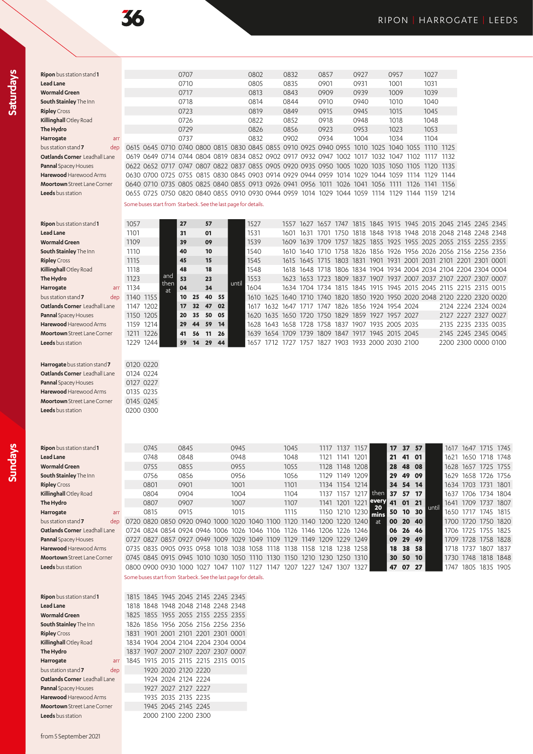## Saturdays

| Stop | | | | | | | | | | | | | | | | | | | |
|---|---|---|---|---|---|---|---|---|---|---|---|---|---|---|---|---|---|---|---|
| **Ripon** bus station stand **1** | | | | 0707 | | | | 0802 | | 0832 | | 0857 | | 0927 | | 0957 | | 1027 | |
| **Lead Lane** | | | | 0710 | | | | 0805 | | 0835 | | 0901 | | 0931 | | 1001 | | 1031 | |
| **Wormald Green** | | | | 0717 | | | | 0813 | | 0843 | | 0909 | | 0939 | | 1009 | | 1039 | |
| **South Stainley** The Inn | | | | 0718 | | | | 0814 | | 0844 | | 0910 | | 0940 | | 1010 | | 1040 | |
| **Ripley** Cross | | | | 0723 | | | | 0819 | | 0849 | | 0915 | | 0945 | | 1015 | | 1045 | |
| **Killinghall** Otley Road | | | | 0726 | | | | 0822 | | 0852 | | 0918 | | 0948 | | 1018 | | 1048 | |
| **The Hydro** | | | | 0729 | | | | 0826 | | 0856 | | 0923 | | 0953 | | 1023 | | 1053 | |
| **Harrogate** arr | | | | 0737 | | | | 0832 | | 0902 | | 0934 | | 1004 | | 1034 | | 1104 | |
| bus station stand **7** dep | 0615 | 0645 | 0710 | 0740 | 0800 | 0815 | 0830 | 0845 | 0855 | 0910 | 0925 | 0940 | 0955 | 1010 | 1025 | 1040 | 1055 | 1110 | 1125 |
| **Oatlands Corner** Leadhall Lane | 0619 | 0649 | 0714 | 0744 | 0804 | 0819 | 0834 | 0852 | 0902 | 0917 | 0932 | 0947 | 1002 | 1017 | 1032 | 1047 | 1102 | 1117 | 1132 |
| **Pannal** Spacey Houses | 0622 | 0652 | 0717 | 0747 | 0807 | 0822 | 0837 | 0855 | 0905 | 0920 | 0935 | 0950 | 1005 | 1020 | 1035 | 1050 | 1105 | 1120 | 1135 |
| **Harewood** Harewood Arms | 0630 | 0700 | 0725 | 0755 | 0815 | 0830 | 0845 | 0903 | 0914 | 0929 | 0944 | 0959 | 1014 | 1029 | 1044 | 1059 | 1114 | 1129 | 1144 |
| **Moortown** Street Lane Corner | 0640 | 0710 | 0735 | 0805 | 0825 | 0840 | 0855 | 0913 | 0926 | 0941 | 0956 | 1011 | 1026 | 1041 | 1056 | 1111 | 1126 | 1141 | 1156 |
| **Leeds** bus station | 0655 | 0725 | 0750 | 0820 | 0840 | 0855 | 0910 | 0930 | 0944 | 0959 | 1014 | 1029 | 1044 | 1059 | 1114 | 1129 | 1144 | 1159 | 1214 |

Some buses start from Starbeck. See the last page for details.

| Stop | | | | | | | | | | | | | | | | | | | | | | | | |
|---|---|---|---|---|---|---|---|---|---|---|---|---|---|---|---|---|---|---|---|---|---|---|---|---|
| **Ripon** bus station stand **1** | 1057 | | and then at | 27 | | 57 | | until | 1527 | | 1557 | 1627 | 1657 | 1747 | 1815 | 1845 | 1915 | 1945 | 2015 | | 2045 | 2145 | 2245 | 2345 |
| **Lead Lane** | 1101 | | | 31 | | 01 | | | 1531 | | 1601 | 1631 | 1701 | 1750 | 1818 | 1848 | 1918 | 1948 | 2018 | | 2048 | 2148 | 2248 | 2348 |
| **Wormald Green** | 1109 | | | 39 | | 09 | | | 1539 | | 1609 | 1639 | 1709 | 1757 | 1825 | 1855 | 1925 | 1955 | 2025 | | 2055 | 2155 | 2255 | 2355 |
| **South Stainley** The Inn | 1110 | | | 40 | | 10 | | | 1540 | | 1610 | 1640 | 1710 | 1758 | 1826 | 1856 | 1926 | 1956 | 2026 | | 2056 | 2156 | 2256 | 2356 |
| **Ripley** Cross | 1115 | | | 45 | | 15 | | | 1545 | | 1615 | 1645 | 1715 | 1803 | 1831 | 1901 | 1931 | 2001 | 2031 | | 2101 | 2201 | 2301 | 0001 |
| **Killinghall** Otley Road | 1118 | | | 48 | | 18 | | | 1548 | | 1618 | 1648 | 1718 | 1806 | 1834 | 1904 | 1934 | 2004 | 2034 | | 2104 | 2204 | 2304 | 0004 |
| **The Hydro** | 1123 | | | 53 | | 23 | | | 1553 | | 1623 | 1653 | 1723 | 1809 | 1837 | 1907 | 1937 | 2007 | 2037 | | 2107 | 2207 | 2307 | 0007 |
| **Harrogate** arr | 1134 | | | 04 | | 34 | | | 1604 | | 1634 | 1704 | 1734 | 1815 | 1845 | 1915 | 1945 | 2015 | 2045 | | 2115 | 2215 | 2315 | 0015 |
| bus station stand **7** dep | 1140 | 1155 | | 10 | 25 | 40 | 55 | | 1610 | 1625 | 1640 | 1710 | 1740 | 1820 | 1850 | 1920 | 1950 | 2020 | 2048 | | 2120 | 2220 | 2320 | 0020 |
| **Oatlands Corner** Leadhall Lane | 1147 | 1202 | | 17 | 32 | 47 | 02 | | 1617 | 1632 | 1647 | 1717 | 1747 | 1826 | 1856 | 1924 | 1954 | 2024 | | | 2124 | 2224 | 2324 | 0024 |
| **Pannal** Spacey Houses | 1150 | 1205 | | 20 | 35 | 50 | 05 | | 1620 | 1635 | 1650 | 1720 | 1750 | 1829 | 1859 | 1927 | 1957 | 2027 | | | 2127 | 2227 | 2327 | 0027 |
| **Harewood** Harewood Arms | 1159 | 1214 | | 29 | 44 | 59 | 14 | | 1628 | 1643 | 1658 | 1728 | 1758 | 1837 | 1907 | 1935 | 2005 | 2035 | | | 2135 | 2235 | 2335 | 0035 |
| **Moortown** Street Lane Corner | 1211 | 1226 | | 41 | 56 | 11 | 26 | | 1639 | 1654 | 1709 | 1739 | 1809 | 1847 | 1917 | 1945 | 2015 | 2045 | | | 2145 | 2245 | 2345 | 0045 |
| **Leeds** bus station | 1229 | 1244 | | 59 | 14 | 29 | 44 | | 1657 | 1712 | 1727 | 1757 | 1827 | 1903 | 1933 | 2000 | 2030 | 2100 | | | 2200 | 2300 | 0000 | 0100 |

| Stop | | |
|---|---|---|
| **Harrogate** bus station stand **7** | 0120 | 0220 |
| **Oatlands Corner** Leadhall Lane | 0124 | 0224 |
| **Pannal** Spacey Houses | 0127 | 0227 |
| **Harewood** Harewood Arms | 0135 | 0235 |
| **Moortown** Street Lane Corner | 0145 | 0245 |
| **Leeds** bus station | 0200 | 0300 |

## Sundays

| Stop | | | | | | | | | | | | | | | | | | | | | | | |
|---|---|---|---|---|---|---|---|---|---|---|---|---|---|---|---|---|---|---|---|---|---|---|---|
| **Ripon** bus station stand **1** | | 0745 | | 0845 | | | 0945 | | | 1045 | | 1117 | 1137 | 1157 | then every 20 mins at | 17 | 37 | 57 | until | 1617 | 1647 | 1715 | 1745 |
| **Lead Lane** | | 0748 | | 0848 | | | 0948 | | | 1048 | | 1121 | 1141 | 1201 | | 21 | 41 | 01 | | 1621 | 1650 | 1718 | 1748 |
| **Wormald Green** | | 0755 | | 0855 | | | 0955 | | | 1055 | | 1128 | 1148 | 1208 | | 28 | 48 | 08 | | 1628 | 1657 | 1725 | 1755 |
| **South Stainley** The Inn | | 0756 | | 0856 | | | 0956 | | | 1056 | | 1129 | 1149 | 1209 | | 29 | 49 | 09 | | 1629 | 1658 | 1726 | 1756 |
| **Ripley** Cross | | 0801 | | 0901 | | | 1001 | | | 1101 | | 1134 | 1154 | 1214 | | 34 | 54 | 14 | | 1634 | 1703 | 1731 | 1801 |
| **Killinghall** Otley Road | | 0804 | | 0904 | | | 1004 | | | 1104 | | 1137 | 1157 | 1217 | | 37 | 57 | 17 | | 1637 | 1706 | 1734 | 1804 |
| **The Hydro** | | 0807 | | 0907 | | | 1007 | | | 1107 | | 1141 | 1201 | 1221 | | 41 | 01 | 21 | | 1641 | 1709 | 1737 | 1807 |
| **Harrogate** arr | | 0815 | | 0915 | | | 1015 | | | 1115 | | 1150 | 1210 | 1230 | | 50 | 10 | 30 | | 1650 | 1717 | 1745 | 1815 |
| bus station stand **7** dep | 0720 | 0820 | 0850 | 0920 | 0940 | 1000 | 1020 | 1040 | 1100 | 1120 | 1140 | 1200 | 1220 | 1240 | | 00 | 20 | 40 | | 1700 | 1720 | 1750 | 1820 |
| **Oatlands Corner** Leadhall Lane | 0724 | 0824 | 0854 | 0924 | 0946 | 1006 | 1026 | 1046 | 1106 | 1126 | 1146 | 1206 | 1226 | 1246 | | 06 | 26 | 46 | | 1706 | 1725 | 1755 | 1825 |
| **Pannal** Spacey Houses | 0727 | 0827 | 0857 | 0927 | 0949 | 1009 | 1029 | 1049 | 1109 | 1129 | 1149 | 1209 | 1229 | 1249 | | 09 | 29 | 49 | | 1709 | 1728 | 1758 | 1828 |
| **Harewood** Harewood Arms | 0735 | 0835 | 0905 | 0935 | 0958 | 1018 | 1038 | 1058 | 1118 | 1138 | 1158 | 1218 | 1238 | 1258 | | 18 | 38 | 58 | | 1718 | 1737 | 1807 | 1837 |
| **Moortown** Street Lane Corner | 0745 | 0845 | 0915 | 0945 | 1010 | 1030 | 1050 | 1110 | 1130 | 1150 | 1210 | 1230 | 1250 | 1310 | | 30 | 50 | 10 | | 1730 | 1748 | 1818 | 1848 |
| **Leeds** bus station | 0800 | 0900 | 0930 | 1000 | 1027 | 1047 | 1107 | 1127 | 1147 | 1207 | 1227 | 1247 | 1307 | 1327 | | 47 | 07 | 27 | | 1747 | 1805 | 1835 | 1905 |

Some buses start from Starbeck. See the last page for details.

| Stop | | | | | | | |
|---|---|---|---|---|---|---|---|
| **Ripon** bus station stand **1** | 1815 | 1845 | 1945 | 2045 | 2145 | 2245 | 2345 |
| **Lead Lane** | 1818 | 1848 | 1948 | 2048 | 2148 | 2248 | 2348 |
| **Wormald Green** | 1825 | 1855 | 1955 | 2055 | 2155 | 2255 | 2355 |
| **South Stainley** The Inn | 1826 | 1856 | 1956 | 2056 | 2156 | 2256 | 2356 |
| **Ripley** Cross | 1831 | 1901 | 2001 | 2101 | 2201 | 2301 | 0001 |
| **Killinghall** Otley Road | 1834 | 1904 | 2004 | 2104 | 2204 | 2304 | 0004 |
| **The Hydro** | 1837 | 1907 | 2007 | 2107 | 2207 | 2307 | 0007 |
| **Harrogate** arr | 1845 | 1915 | 2015 | 2115 | 2215 | 2315 | 0015 |
| bus station stand **7** dep | | 1920 | 2020 | 2120 | 2220 | | |
| **Oatlands Corner** Leadhall Lane | | 1924 | 2024 | 2124 | 2224 | | |
| **Pannal** Spacey Houses | | 1927 | 2027 | 2127 | 2227 | | |
| **Harewood** Harewood Arms | | 1935 | 2035 | 2135 | 2235 | | |
| **Moortown** Street Lane Corner | | 1945 | 2045 | 2145 | 2245 | | |
| **Leeds** bus station | | 2000 | 2100 | 2200 | 2300 | | |

from 5 September 2021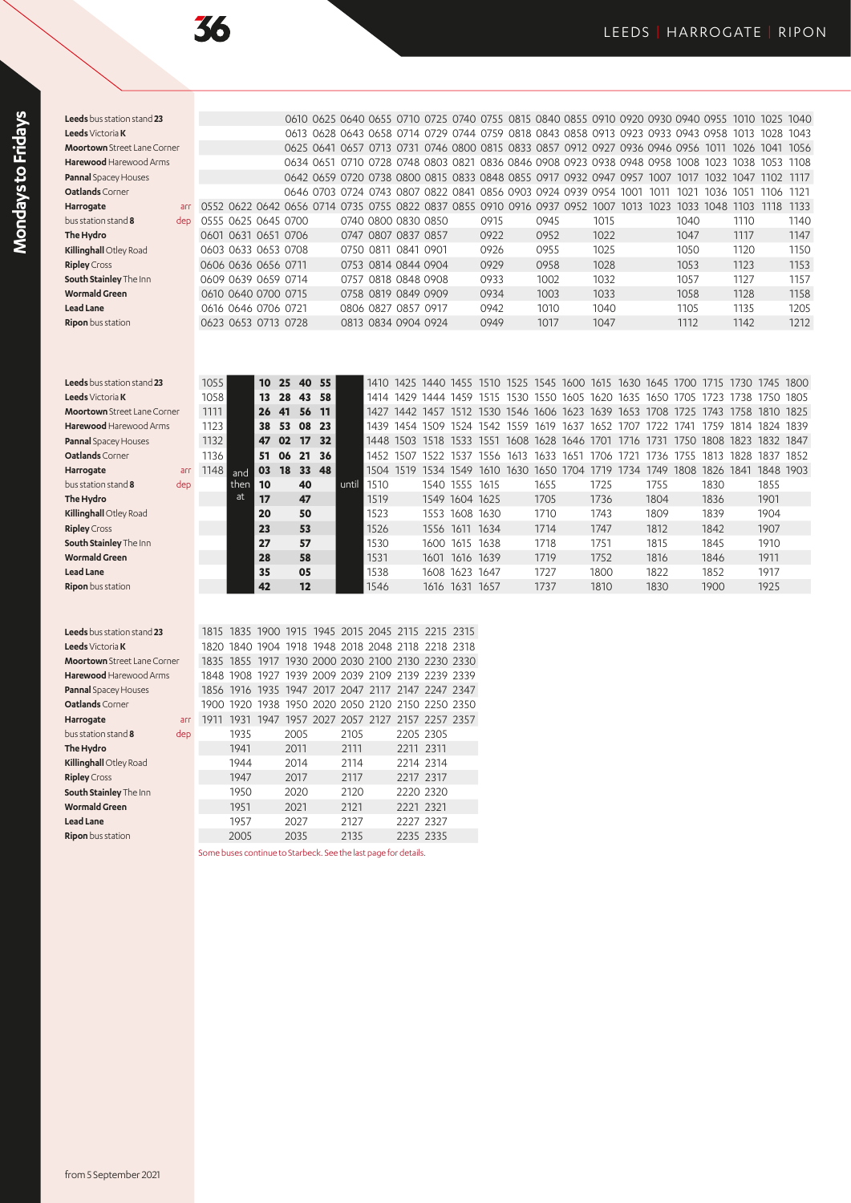# 36 LEEDS | HARROGATE | RIPON

## Mondays to Fridays

| Stop | | | | | | | | | | | | | | | | | | | | | | |
|---|---|---|---|---|---|---|---|---|---|---|---|---|---|---|---|---|---|---|---|---|---|---|
| **Leeds** bus station stand **23** | | | | 0610 | 0625 | 0640 | 0655 | 0710 | 0725 | 0740 | 0755 | 0815 | 0840 | 0855 | 0910 | 0920 | 0930 | 0940 | 0955 | 1010 | 1025 | 1040 |
| **Leeds** Victoria **K** | | | | 0613 | 0628 | 0643 | 0658 | 0714 | 0729 | 0744 | 0759 | 0818 | 0843 | 0858 | 0913 | 0923 | 0933 | 0943 | 0958 | 1013 | 1028 | 1043 |
| **Moortown** Street Lane Corner | | | | 0625 | 0641 | 0657 | 0713 | 0731 | 0746 | 0800 | 0815 | 0833 | 0857 | 0912 | 0927 | 0936 | 0946 | 0956 | 1011 | 1026 | 1041 | 1056 |
| **Harewood** Harewood Arms | | | | 0634 | 0651 | 0710 | 0728 | 0748 | 0803 | 0821 | 0836 | 0846 | 0908 | 0923 | 0938 | 0948 | 0958 | 1008 | 1023 | 1038 | 1053 | 1108 |
| **Pannal** Spacey Houses | | | | 0642 | 0659 | 0720 | 0738 | 0800 | 0815 | 0833 | 0848 | 0855 | 0917 | 0932 | 0947 | 0957 | 1007 | 1017 | 1032 | 1047 | 1102 | 1117 |
| **Oatlands** Corner | | | | 0646 | 0703 | 0724 | 0743 | 0807 | 0822 | 0841 | 0856 | 0903 | 0924 | 0939 | 0954 | 1001 | 1011 | 1021 | 1036 | 1051 | 1106 | 1121 |
| **Harrogate** arr | 0552 | 0622 | 0642 | 0656 | 0714 | 0735 | 0755 | 0822 | 0837 | 0855 | 0910 | 0916 | 0937 | 0952 | 1007 | 1013 | 1023 | 1033 | 1048 | 1103 | 1118 | 1133 |
| bus station stand **8** dep | 0555 | 0625 | 0645 | 0700 | | 0740 | 0800 | 0830 | 0850 | | 0915 | | 0945 | | 1015 | | | 1040 | | 1110 | | 1140 |
| **The Hydro** | 0601 | 0631 | 0651 | 0706 | | 0747 | 0807 | 0837 | 0857 | | 0922 | | 0952 | | 1022 | | | 1047 | | 1117 | | 1147 |
| **Killinghall** Otley Road | 0603 | 0633 | 0653 | 0708 | | 0750 | 0811 | 0841 | 0901 | | 0926 | | 0955 | | 1025 | | | 1050 | | 1120 | | 1150 |
| **Ripley** Cross | 0606 | 0636 | 0656 | 0711 | | 0753 | 0814 | 0844 | 0904 | | 0929 | | 0958 | | 1028 | | | 1053 | | 1123 | | 1153 |
| **South Stainley** The Inn | 0609 | 0639 | 0659 | 0714 | | 0757 | 0818 | 0848 | 0908 | | 0933 | | 1002 | | 1032 | | | 1057 | | 1127 | | 1157 |
| **Wormald Green** | 0610 | 0640 | 0700 | 0715 | | 0758 | 0819 | 0849 | 0909 | | 0934 | | 1003 | | 1033 | | | 1058 | | 1128 | | 1158 |
| **Lead Lane** | 0616 | 0646 | 0706 | 0721 | | 0806 | 0827 | 0857 | 0917 | | 0942 | | 1010 | | 1040 | | | 1105 | | 1135 | | 1205 |
| **Ripon** bus station | 0623 | 0653 | 0713 | 0728 | | 0813 | 0834 | 0904 | 0924 | | 0949 | | 1017 | | 1047 | | | 1112 | | 1142 | | 1212 |

| Stop | | | | | | | | | | | | | | | | | | | | | | | |
|---|---|---|---|---|---|---|---|---|---|---|---|---|---|---|---|---|---|---|---|---|---|---|---|
| **Leeds** bus station stand **23** | 1055 | | **10** | **25** | **40** | **55** | | 1410 | 1425 | 1440 | 1455 | 1510 | 1525 | 1545 | 1600 | 1615 | 1630 | 1645 | 1700 | 1715 | 1730 | 1745 | 1800 |
| **Leeds** Victoria **K** | 1058 | | **13** | **28** | **43** | **58** | | 1414 | 1429 | 1444 | 1459 | 1515 | 1530 | 1550 | 1605 | 1620 | 1635 | 1650 | 1705 | 1723 | 1738 | 1750 | 1805 |
| **Moortown** Street Lane Corner | 1111 | | **26** | **41** | **56** | **11** | | 1427 | 1442 | 1457 | 1512 | 1530 | 1546 | 1606 | 1623 | 1639 | 1653 | 1708 | 1725 | 1743 | 1758 | 1810 | 1825 |
| **Harewood** Harewood Arms | 1123 | | **38** | **53** | **08** | **23** | | 1439 | 1454 | 1509 | 1524 | 1542 | 1559 | 1619 | 1637 | 1652 | 1707 | 1722 | 1741 | 1759 | 1814 | 1824 | 1839 |
| **Pannal** Spacey Houses | 1132 | | **47** | **02** | **17** | **32** | | 1448 | 1503 | 1518 | 1533 | 1551 | 1608 | 1628 | 1646 | 1701 | 1716 | 1731 | 1750 | 1808 | 1823 | 1832 | 1847 |
| **Oatlands** Corner | 1136 | | **51** | **06** | **21** | **36** | | 1452 | 1507 | 1522 | 1537 | 1556 | 1613 | 1633 | 1651 | 1706 | 1721 | 1736 | 1755 | 1813 | 1828 | 1837 | 1852 |
| **Harrogate** arr | 1148 | and | **03** | **18** | **33** | **48** | | 1504 | 1519 | 1534 | 1549 | 1610 | 1630 | 1650 | 1704 | 1719 | 1734 | 1749 | 1808 | 1826 | 1841 | 1848 | 1903 |
| bus station stand **8** dep | | then | **10** | | **40** | | until | 1510 | | 1540 | 1555 | 1615 | | 1655 | | 1725 | | 1755 | | 1830 | | 1855 | |
| **The Hydro** | | at | **17** | | **47** | | | 1519 | | 1549 | 1604 | 1625 | | 1705 | | 1736 | | 1804 | | 1836 | | 1901 | |
| **Killinghall** Otley Road | | | **20** | | **50** | | | 1523 | | 1553 | 1608 | 1630 | | 1710 | | 1743 | | 1809 | | 1839 | | 1904 | |
| **Ripley** Cross | | | **23** | | **53** | | | 1526 | | 1556 | 1611 | 1634 | | 1714 | | 1747 | | 1812 | | 1842 | | 1907 | |
| **South Stainley** The Inn | | | **27** | | **57** | | | 1530 | | 1600 | 1615 | 1638 | | 1718 | | 1751 | | 1815 | | 1845 | | 1910 | |
| **Wormald Green** | | | **28** | | **58** | | | 1531 | | 1601 | 1616 | 1639 | | 1719 | | 1752 | | 1816 | | 1846 | | 1911 | |
| **Lead Lane** | | | **35** | | **05** | | | 1538 | | 1608 | 1623 | 1647 | | 1727 | | 1800 | | 1822 | | 1852 | | 1917 | |
| **Ripon** bus station | | | **42** | | **12** | | | 1546 | | 1616 | 1631 | 1657 | | 1737 | | 1810 | | 1830 | | 1900 | | 1925 | |

| Stop | | | | | | | | | | |
|---|---|---|---|---|---|---|---|---|---|---|
| **Leeds** bus station stand **23** | 1815 | 1835 | 1900 | 1915 | 1945 | 2015 | 2045 | 2115 | 2215 | 2315 |
| **Leeds** Victoria **K** | 1820 | 1840 | 1904 | 1918 | 1948 | 2018 | 2048 | 2118 | 2218 | 2318 |
| **Moortown** Street Lane Corner | 1835 | 1855 | 1917 | 1930 | 2000 | 2030 | 2100 | 2130 | 2230 | 2330 |
| **Harewood** Harewood Arms | 1848 | 1908 | 1927 | 1939 | 2009 | 2039 | 2109 | 2139 | 2239 | 2339 |
| **Pannal** Spacey Houses | 1856 | 1916 | 1935 | 1947 | 2017 | 2047 | 2117 | 2147 | 2247 | 2347 |
| **Oatlands** Corner | 1900 | 1920 | 1938 | 1950 | 2020 | 2050 | 2120 | 2150 | 2250 | 2350 |
| **Harrogate** arr | 1911 | 1931 | 1947 | 1957 | 2027 | 2057 | 2127 | 2157 | 2257 | 2357 |
| bus station stand **8** dep | | 1935 | | 2005 | | 2105 | | 2205 | 2305 | |
| **The Hydro** | | 1941 | | 2011 | | 2111 | | 2211 | 2311 | |
| **Killinghall** Otley Road | | 1944 | | 2014 | | 2114 | | 2214 | 2314 | |
| **Ripley** Cross | | 1947 | | 2017 | | 2117 | | 2217 | 2317 | |
| **South Stainley** The Inn | | 1950 | | 2020 | | 2120 | | 2220 | 2320 | |
| **Wormald Green** | | 1951 | | 2021 | | 2121 | | 2221 | 2321 | |
| **Lead Lane** | | 1957 | | 2027 | | 2127 | | 2227 | 2327 | |
| **Ripon** bus station | | 2005 | | 2035 | | 2135 | | 2235 | 2335 | |

Some buses continue to Starbeck. See the last page for details.

from 5 September 2021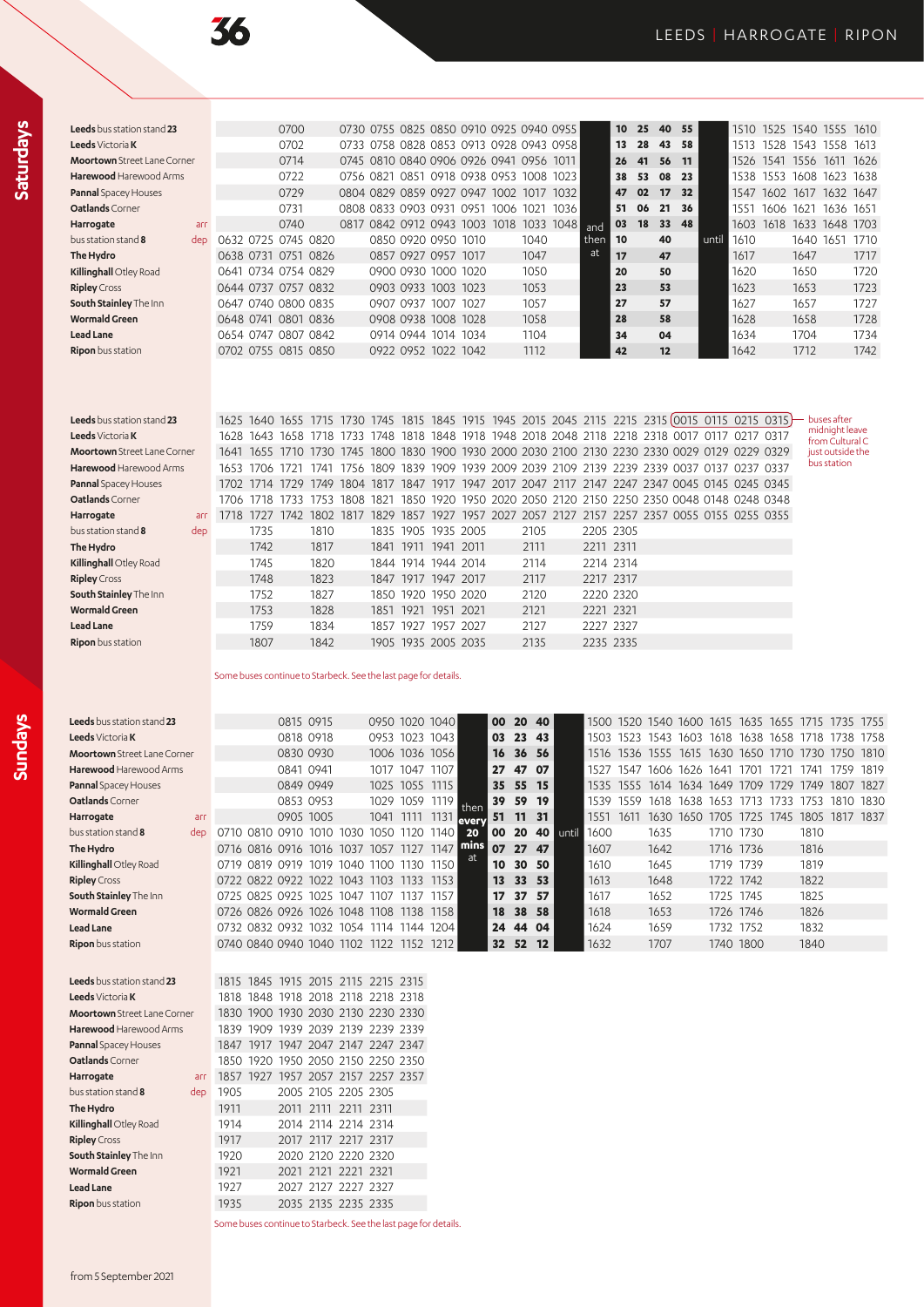# 36 LEEDS | HARROGATE | RIPON

## Saturdays

| Stop | | | | | | | | | | | | | and then at | | | | | until | | | | | |
|---|---|---|---|---|---|---|---|---|---|---|---|---|---|---|---|---|---|---|---|---|---|---|---|
| **Leeds** bus station stand **23** | | | 0700 | | 0730 | 0755 | 0825 | 0850 | 0910 | 0925 | 0940 | 0955 | | 10 | 25 | 40 | 55 | | 1510 | 1525 | 1540 | 1555 | 1610 |
| **Leeds** Victoria **K** | | | 0702 | | 0733 | 0758 | 0828 | 0853 | 0913 | 0928 | 0943 | 0958 | | 13 | 28 | 43 | 58 | | 1513 | 1528 | 1543 | 1558 | 1613 |
| **Moortown** Street Lane Corner | | | 0714 | | 0745 | 0810 | 0840 | 0906 | 0926 | 0941 | 0956 | 1011 | | 26 | 41 | 56 | 11 | | 1526 | 1541 | 1556 | 1611 | 1626 |
| **Harewood** Harewood Arms | | | 0722 | | 0756 | 0821 | 0851 | 0918 | 0938 | 0953 | 1008 | 1023 | | 38 | 53 | 08 | 23 | | 1538 | 1553 | 1608 | 1623 | 1638 |
| **Pannal** Spacey Houses | | | 0729 | | 0804 | 0829 | 0859 | 0927 | 0947 | 1002 | 1017 | 1032 | | 47 | 02 | 17 | 32 | | 1547 | 1602 | 1617 | 1632 | 1647 |
| **Oatlands** Corner | | | 0731 | | 0808 | 0833 | 0903 | 0931 | 0951 | 1006 | 1021 | 1036 | | 51 | 06 | 21 | 36 | | 1551 | 1606 | 1621 | 1636 | 1651 |
| **Harrogate** arr | | | 0740 | | 0817 | 0842 | 0912 | 0943 | 1003 | 1018 | 1033 | 1048 | | 03 | 18 | 33 | 48 | | 1603 | 1618 | 1633 | 1648 | 1703 |
| bus station stand **8** dep | 0632 | 0725 | 0745 | 0820 | | 0850 | 0920 | 0950 | 1010 | | 1040 | | | 10 | | 40 | | | 1610 | | 1640 | 1651 | 1710 |
| **The Hydro** | 0638 | 0731 | 0751 | 0826 | | 0857 | 0927 | 0957 | 1017 | | 1047 | | | 17 | | 47 | | | 1617 | | 1647 | | 1717 |
| **Killinghall** Otley Road | 0641 | 0734 | 0754 | 0829 | | 0900 | 0930 | 1000 | 1020 | | 1050 | | | 20 | | 50 | | | 1620 | | 1650 | | 1720 |
| **Ripley** Cross | 0644 | 0737 | 0757 | 0832 | | 0903 | 0933 | 1003 | 1023 | | 1053 | | | 23 | | 53 | | | 1623 | | 1653 | | 1723 |
| **South Stainley** The Inn | 0647 | 0740 | 0800 | 0835 | | 0907 | 0937 | 1007 | 1027 | | 1057 | | | 27 | | 57 | | | 1627 | | 1657 | | 1727 |
| **Wormald Green** | 0648 | 0741 | 0801 | 0836 | | 0908 | 0938 | 1008 | 1028 | | 1058 | | | 28 | | 58 | | | 1628 | | 1658 | | 1728 |
| **Lead Lane** | 0654 | 0747 | 0807 | 0842 | | 0914 | 0944 | 1014 | 1034 | | 1104 | | | 34 | | 04 | | | 1634 | | 1704 | | 1734 |
| **Ripon** bus station | 0702 | 0755 | 0815 | 0850 | | 0922 | 0952 | 1022 | 1042 | | 1112 | | | 42 | | 12 | | | 1642 | | 1712 | | 1742 |

| Stop | | | | | | | | | | | | | | | | | | | |
|---|---|---|---|---|---|---|---|---|---|---|---|---|---|---|---|---|---|---|---|
| **Leeds** bus station stand **23** | 1625 | 1640 | 1655 | 1715 | 1730 | 1745 | 1815 | 1845 | 1915 | 1945 | 2015 | 2045 | 2115 | 2215 | 2315 | 0015 | 0115 | 0215 | 0315 |
| **Leeds** Victoria **K** | 1628 | 1643 | 1658 | 1718 | 1733 | 1748 | 1818 | 1848 | 1918 | 1948 | 2018 | 2048 | 2118 | 2218 | 2318 | 0017 | 0117 | 0217 | 0317 |
| **Moortown** Street Lane Corner | 1641 | 1655 | 1710 | 1730 | 1745 | 1800 | 1830 | 1900 | 1930 | 2000 | 2030 | 2100 | 2130 | 2230 | 2330 | 0029 | 0129 | 0229 | 0329 |
| **Harewood** Harewood Arms | 1653 | 1706 | 1721 | 1741 | 1756 | 1809 | 1839 | 1909 | 1939 | 2009 | 2039 | 2109 | 2139 | 2239 | 2339 | 0037 | 0137 | 0237 | 0337 |
| **Pannal** Spacey Houses | 1702 | 1714 | 1729 | 1749 | 1804 | 1817 | 1847 | 1917 | 1947 | 2017 | 2047 | 2117 | 2147 | 2247 | 2347 | 0045 | 0145 | 0245 | 0345 |
| **Oatlands** Corner | 1706 | 1718 | 1733 | 1753 | 1808 | 1821 | 1850 | 1920 | 1950 | 2020 | 2050 | 2120 | 2150 | 2250 | 2350 | 0048 | 0148 | 0248 | 0348 |
| **Harrogate** arr | 1718 | 1727 | 1742 | 1802 | 1817 | 1829 | 1857 | 1927 | 1957 | 2027 | 2057 | 2127 | 2157 | 2257 | 2357 | 0055 | 0155 | 0255 | 0355 |
| bus station stand **8** dep | | 1735 | | 1810 | | 1835 | 1905 | 1935 | 2005 | | 2105 | | 2205 | 2305 | | | | | |
| **The Hydro** | | 1742 | | 1817 | | 1841 | 1911 | 1941 | 2011 | | 2111 | | 2211 | 2311 | | | | | |
| **Killinghall** Otley Road | | 1745 | | 1820 | | 1844 | 1914 | 1944 | 2014 | | 2114 | | 2214 | 2314 | | | | | |
| **Ripley** Cross | | 1748 | | 1823 | | 1847 | 1917 | 1947 | 2017 | | 2117 | | 2217 | 2317 | | | | | |
| **South Stainley** The Inn | | 1752 | | 1827 | | 1850 | 1920 | 1950 | 2020 | | 2120 | | 2220 | 2320 | | | | | |
| **Wormald Green** | | 1753 | | 1828 | | 1851 | 1921 | 1951 | 2021 | | 2121 | | 2221 | 2321 | | | | | |
| **Lead Lane** | | 1759 | | 1834 | | 1857 | 1927 | 1957 | 2027 | | 2127 | | 2227 | 2327 | | | | | |
| **Ripon** bus station | | 1807 | | 1842 | | 1905 | 1935 | 2005 | 2035 | | 2135 | | 2235 | 2335 | | | | | |

Buses after midnight (0015, 0115, 0215, 0315) leave from Cultural C just outside the bus station.

Some buses continue to Starbeck. See the last page for details.

## Sundays

| Stop | | | | | | | | | then every 20 mins at | | | | until | | | | | | | | | | |
|---|---|---|---|---|---|---|---|---|---|---|---|---|---|---|---|---|---|---|---|---|---|---|---|
| **Leeds** bus station stand **23** | | | 0815 | 0915 | | 0950 | 1020 | 1040 | | 00 | 20 | 40 | | 1500 | 1520 | 1540 | 1600 | 1615 | 1635 | 1655 | 1715 | 1735 | 1755 |
| **Leeds** Victoria **K** | | | 0818 | 0918 | | 0953 | 1023 | 1043 | | 03 | 23 | 43 | | 1503 | 1523 | 1543 | 1603 | 1618 | 1638 | 1658 | 1718 | 1738 | 1758 |
| **Moortown** Street Lane Corner | | | 0830 | 0930 | | 1006 | 1036 | 1056 | | 16 | 36 | 56 | | 1516 | 1536 | 1555 | 1615 | 1630 | 1650 | 1710 | 1730 | 1750 | 1810 |
| **Harewood** Harewood Arms | | | 0841 | 0941 | | 1017 | 1047 | 1107 | | 27 | 47 | 07 | | 1527 | 1547 | 1606 | 1626 | 1641 | 1701 | 1721 | 1741 | 1759 | 1819 |
| **Pannal** Spacey Houses | | | 0849 | 0949 | | 1025 | 1055 | 1115 | | 35 | 55 | 15 | | 1535 | 1555 | 1614 | 1634 | 1649 | 1709 | 1729 | 1749 | 1807 | 1827 |
| **Oatlands** Corner | | | 0853 | 0953 | | 1029 | 1059 | 1119 | | 39 | 59 | 19 | | 1539 | 1559 | 1618 | 1638 | 1653 | 1713 | 1733 | 1753 | 1810 | 1830 |
| **Harrogate** arr | | | 0905 | 1005 | | 1041 | 1111 | 1131 | | 51 | 11 | 31 | | 1551 | 1611 | 1630 | 1650 | 1705 | 1725 | 1745 | 1805 | 1817 | 1837 |
| bus station stand **8** dep | 0710 | 0810 | 0910 | 1010 | 1030 | 1050 | 1120 | 1140 | | 00 | 20 | 40 | | 1600 | | 1635 | | 1710 | 1730 | | 1810 | | |
| **The Hydro** | 0716 | 0816 | 0916 | 1016 | 1037 | 1057 | 1127 | 1147 | | 07 | 27 | 47 | | 1607 | | 1642 | | 1716 | 1736 | | 1816 | | |
| **Killinghall** Otley Road | 0719 | 0819 | 0919 | 1019 | 1040 | 1100 | 1130 | 1150 | | 10 | 30 | 50 | | 1610 | | 1645 | | 1719 | 1739 | | 1819 | | |
| **Ripley** Cross | 0722 | 0822 | 0922 | 1022 | 1043 | 1103 | 1133 | 1153 | | 13 | 33 | 53 | | 1613 | | 1648 | | 1722 | 1742 | | 1822 | | |
| **South Stainley** The Inn | 0725 | 0825 | 0925 | 1025 | 1047 | 1107 | 1137 | 1157 | | 17 | 37 | 57 | | 1617 | | 1652 | | 1725 | 1745 | | 1825 | | |
| **Wormald Green** | 0726 | 0826 | 0926 | 1026 | 1048 | 1108 | 1138 | 1158 | | 18 | 38 | 58 | | 1618 | | 1653 | | 1726 | 1746 | | 1826 | | |
| **Lead Lane** | 0732 | 0832 | 0932 | 1032 | 1054 | 1114 | 1144 | 1204 | | 24 | 44 | 04 | | 1624 | | 1659 | | 1732 | 1752 | | 1832 | | |
| **Ripon** bus station | 0740 | 0840 | 0940 | 1040 | 1102 | 1122 | 1152 | 1212 | | 32 | 52 | 12 | | 1632 | | 1707 | | 1740 | 1800 | | 1840 | | |

| Stop | | | | | | | |
|---|---|---|---|---|---|---|---|
| **Leeds** bus station stand **23** | 1815 | 1845 | 1915 | 2015 | 2115 | 2215 | 2315 |
| **Leeds** Victoria **K** | 1818 | 1848 | 1918 | 2018 | 2118 | 2218 | 2318 |
| **Moortown** Street Lane Corner | 1830 | 1900 | 1930 | 2030 | 2130 | 2230 | 2330 |
| **Harewood** Harewood Arms | 1839 | 1909 | 1939 | 2039 | 2139 | 2239 | 2339 |
| **Pannal** Spacey Houses | 1847 | 1917 | 1947 | 2047 | 2147 | 2247 | 2347 |
| **Oatlands** Corner | 1850 | 1920 | 1950 | 2050 | 2150 | 2250 | 2350 |
| **Harrogate** arr | 1857 | 1927 | 1957 | 2057 | 2157 | 2257 | 2357 |
| bus station stand **8** dep | 1905 | | 2005 | 2105 | 2205 | 2305 | |
| **The Hydro** | 1911 | | 2011 | 2111 | 2211 | 2311 | |
| **Killinghall** Otley Road | 1914 | | 2014 | 2114 | 2214 | 2314 | |
| **Ripley** Cross | 1917 | | 2017 | 2117 | 2217 | 2317 | |
| **South Stainley** The Inn | 1920 | | 2020 | 2120 | 2220 | 2320 | |
| **Wormald Green** | 1921 | | 2021 | 2121 | 2221 | 2321 | |
| **Lead Lane** | 1927 | | 2027 | 2127 | 2227 | 2327 | |
| **Ripon** bus station | 1935 | | 2035 | 2135 | 2235 | 2335 | |

Some buses continue to Starbeck. See the last page for details.

from 5 September 2021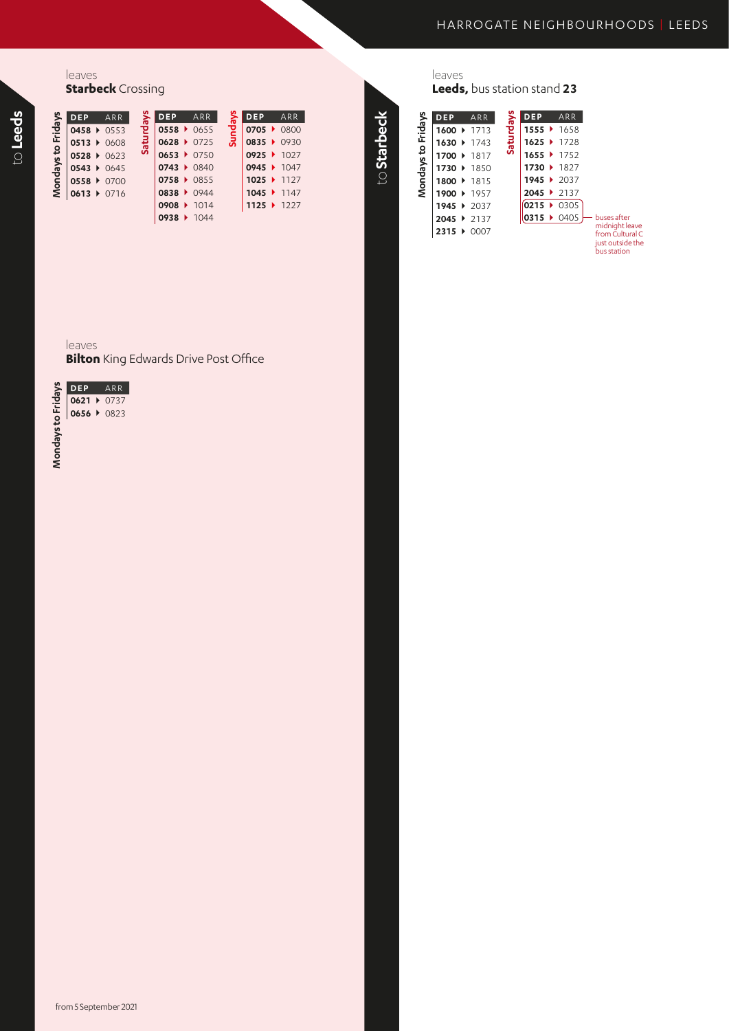## to Leeds

leaves
**Starbeck** Crossing

**Mondays to Fridays**

| DEP | ARR |
|---|---|
| 0458 | 0553 |
| 0513 | 0608 |
| 0528 | 0623 |
| 0543 | 0645 |
| 0558 | 0700 |
| 0613 | 0716 |

**Saturdays**

| DEP | ARR |
|---|---|
| 0558 | 0655 |
| 0628 | 0725 |
| 0653 | 0750 |
| 0743 | 0840 |
| 0758 | 0855 |
| 0838 | 0944 |
| 0908 | 1014 |
| 0938 | 1044 |

**Sundays**

| DEP | ARR |
|---|---|
| 0705 | 0800 |
| 0835 | 0930 |
| 0925 | 1027 |
| 0945 | 1047 |
| 1025 | 1127 |
| 1045 | 1147 |
| 1125 | 1227 |

leaves
**Bilton** King Edwards Drive Post Office

**Mondays to Fridays**

| DEP | ARR |
|---|---|
| 0621 | 0737 |
| 0656 | 0823 |

## to Starbeck

leaves
**Leeds,** bus station stand **23**

**Mondays to Fridays**

| DEP | ARR |
|---|---|
| 1600 | 1713 |
| 1630 | 1743 |
| 1700 | 1817 |
| 1730 | 1850 |
| 1800 | 1815 |
| 1900 | 1957 |
| 1945 | 2037 |
| 2045 | 2137 |
| 2315 | 0007 |

**Saturdays**

| DEP | ARR |
|---|---|
| 1555 | 1658 |
| 1625 | 1728 |
| 1655 | 1752 |
| 1730 | 1827 |
| 1945 | 2037 |
| 2045 | 2137 |
| 0215 | 0305 |
| 0315 | 0405 |

buses after midnight leave from Cultural C just outside the bus station

from 5 September 2021